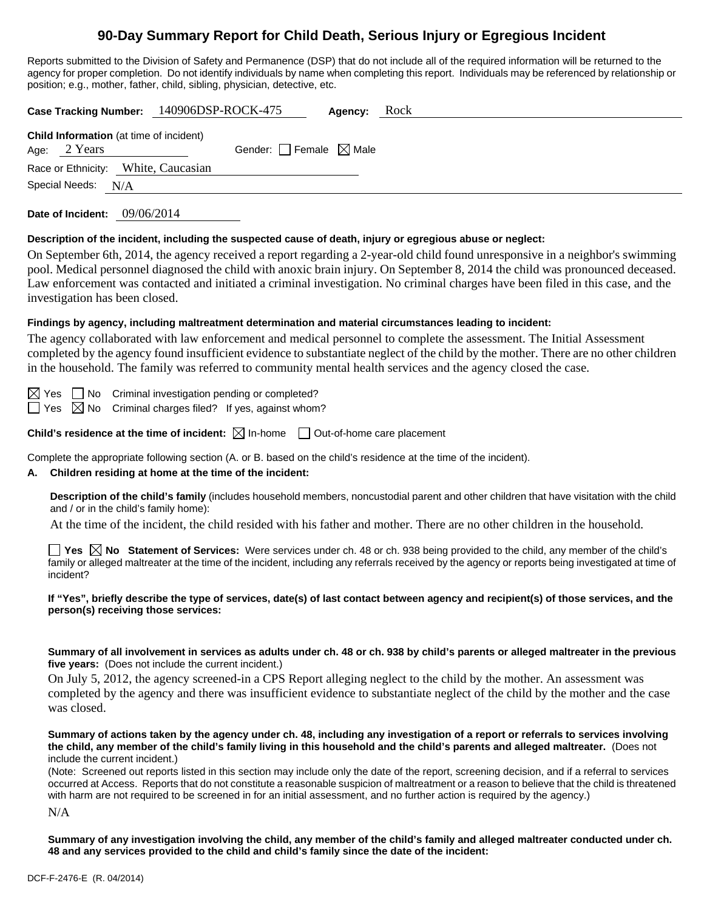# 90-Day Summary Report for Child Death, Serious Injury or Egregious Incident

Reports submitted to the Division of Safety and Permanence (DSP) that do not include all of the required information will be returned to the agency for proper completion. Do not identify individuals by name when completing this report. Individuals may be referenced by relationship or position; e.g., mother, father, child, sibling, physician, detective, etc.

**Case Tracking Number:** 140906DSP-ROCK-475 **Agency:** Rock

**Child Information** (at time of incident)
Age: 2 Years Gender: ☐ Female ☒ Male
Race or Ethnicity: White, Caucasian
Special Needs: N/A

**Date of Incident:** 09/06/2014

**Description of the incident, including the suspected cause of death, injury or egregious abuse or neglect:**

On September 6th, 2014, the agency received a report regarding a 2-year-old child found unresponsive in a neighbor's swimming pool. Medical personnel diagnosed the child with anoxic brain injury. On September 8, 2014 the child was pronounced deceased. Law enforcement was contacted and initiated a criminal investigation. No criminal charges have been filed in this case, and the investigation has been closed.

**Findings by agency, including maltreatment determination and material circumstances leading to incident:**

The agency collaborated with law enforcement and medical personnel to complete the assessment. The Initial Assessment completed by the agency found insufficient evidence to substantiate neglect of the child by the mother. There are no other children in the household. The family was referred to community mental health services and the agency closed the case.

☒ Yes ☐ No Criminal investigation pending or completed?
☐ Yes ☒ No Criminal charges filed? If yes, against whom?

**Child's residence at the time of incident:** ☒ In-home ☐ Out-of-home care placement

Complete the appropriate following section (A. or B. based on the child's residence at the time of the incident).

**A. Children residing at home at the time of the incident:**

**Description of the child's family** (includes household members, noncustodial parent and other children that have visitation with the child and / or in the child's family home):

At the time of the incident, the child resided with his father and mother. There are no other children in the household.

☐ **Yes** ☒ **No Statement of Services:** Were services under ch. 48 or ch. 938 being provided to the child, any member of the child's family or alleged maltreater at the time of the incident, including any referrals received by the agency or reports being investigated at time of incident?

**If "Yes", briefly describe the type of services, date(s) of last contact between agency and recipient(s) of those services, and the person(s) receiving those services:**

**Summary of all involvement in services as adults under ch. 48 or ch. 938 by child's parents or alleged maltreater in the previous five years:** (Does not include the current incident.)

On July 5, 2012, the agency screened-in a CPS Report alleging neglect to the child by the mother. An assessment was completed by the agency and there was insufficient evidence to substantiate neglect of the child by the mother and the case was closed.

**Summary of actions taken by the agency under ch. 48, including any investigation of a report or referrals to services involving the child, any member of the child's family living in this household and the child's parents and alleged maltreater.** (Does not include the current incident.)

(Note: Screened out reports listed in this section may include only the date of the report, screening decision, and if a referral to services occurred at Access. Reports that do not constitute a reasonable suspicion of maltreatment or a reason to believe that the child is threatened with harm are not required to be screened in for an initial assessment, and no further action is required by the agency.)

N/A

**Summary of any investigation involving the child, any member of the child's family and alleged maltreater conducted under ch. 48 and any services provided to the child and child's family since the date of the incident:**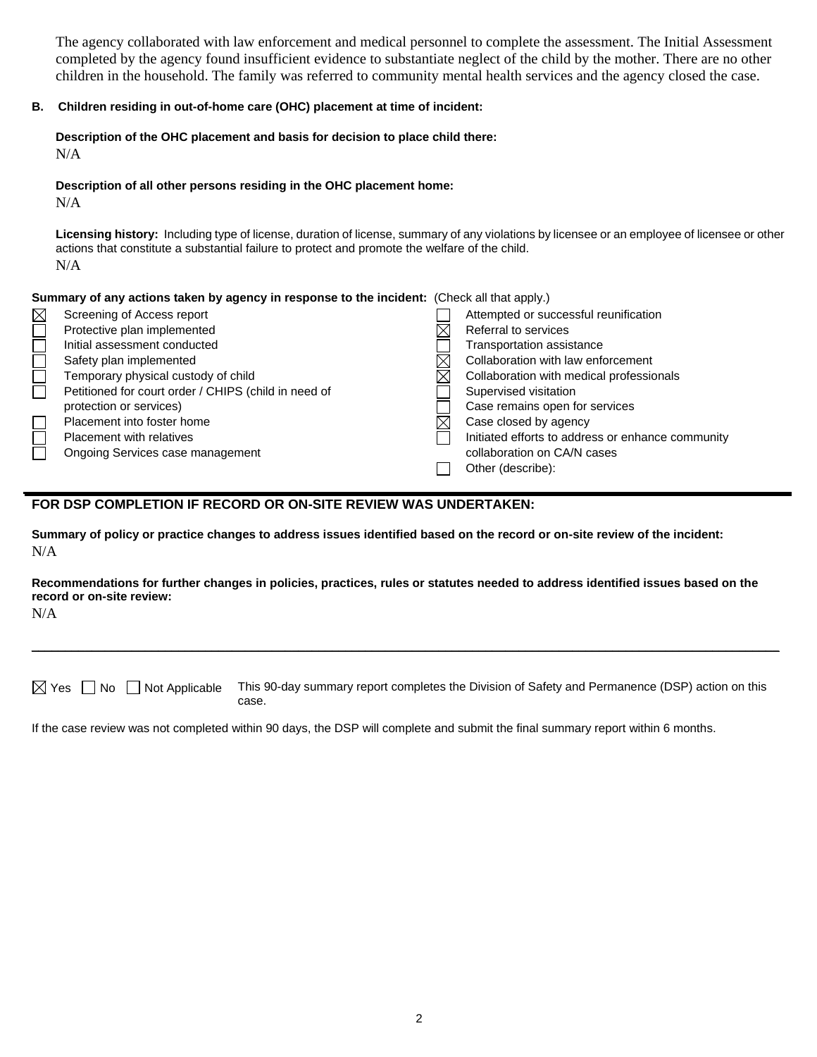The agency collaborated with law enforcement and medical personnel to complete the assessment. The Initial Assessment completed by the agency found insufficient evidence to substantiate neglect of the child by the mother. There are no other children in the household. The family was referred to community mental health services and the agency closed the case.

**B. Children residing in out-of-home care (OHC) placement at time of incident:**

**Description of the OHC placement and basis for decision to place child there:**
N/A

**Description of all other persons residing in the OHC placement home:**
N/A

**Licensing history:** Including type of license, duration of license, summary of any violations by licensee or an employee of licensee or other actions that constitute a substantial failure to protect and promote the welfare of the child.
N/A

**Summary of any actions taken by agency in response to the incident:** (Check all that apply.)

- ☒ Screening of Access report
- ☐ Protective plan implemented
- ☐ Initial assessment conducted
- ☐ Safety plan implemented
- ☐ Temporary physical custody of child
- ☐ Petitioned for court order / CHIPS (child in need of protection or services)
- ☐ Placement into foster home
- ☐ Placement with relatives
- ☐ Ongoing Services case management
- ☐ Attempted or successful reunification
- ☒ Referral to services
- ☐ Transportation assistance
- ☒ Collaboration with law enforcement
- ☒ Collaboration with medical professionals
- ☐ Supervised visitation
- ☐ Case remains open for services
- ☒ Case closed by agency
- ☐ Initiated efforts to address or enhance community collaboration on CA/N cases
- ☐ Other (describe):

## FOR DSP COMPLETION IF RECORD OR ON-SITE REVIEW WAS UNDERTAKEN:

**Summary of policy or practice changes to address issues identified based on the record or on-site review of the incident:**
N/A

**Recommendations for further changes in policies, practices, rules or statutes needed to address identified issues based on the record or on-site review:**
N/A

---

☒ Yes ☐ No ☐ Not Applicable This 90-day summary report completes the Division of Safety and Permanence (DSP) action on this case.

If the case review was not completed within 90 days, the DSP will complete and submit the final summary report within 6 months.